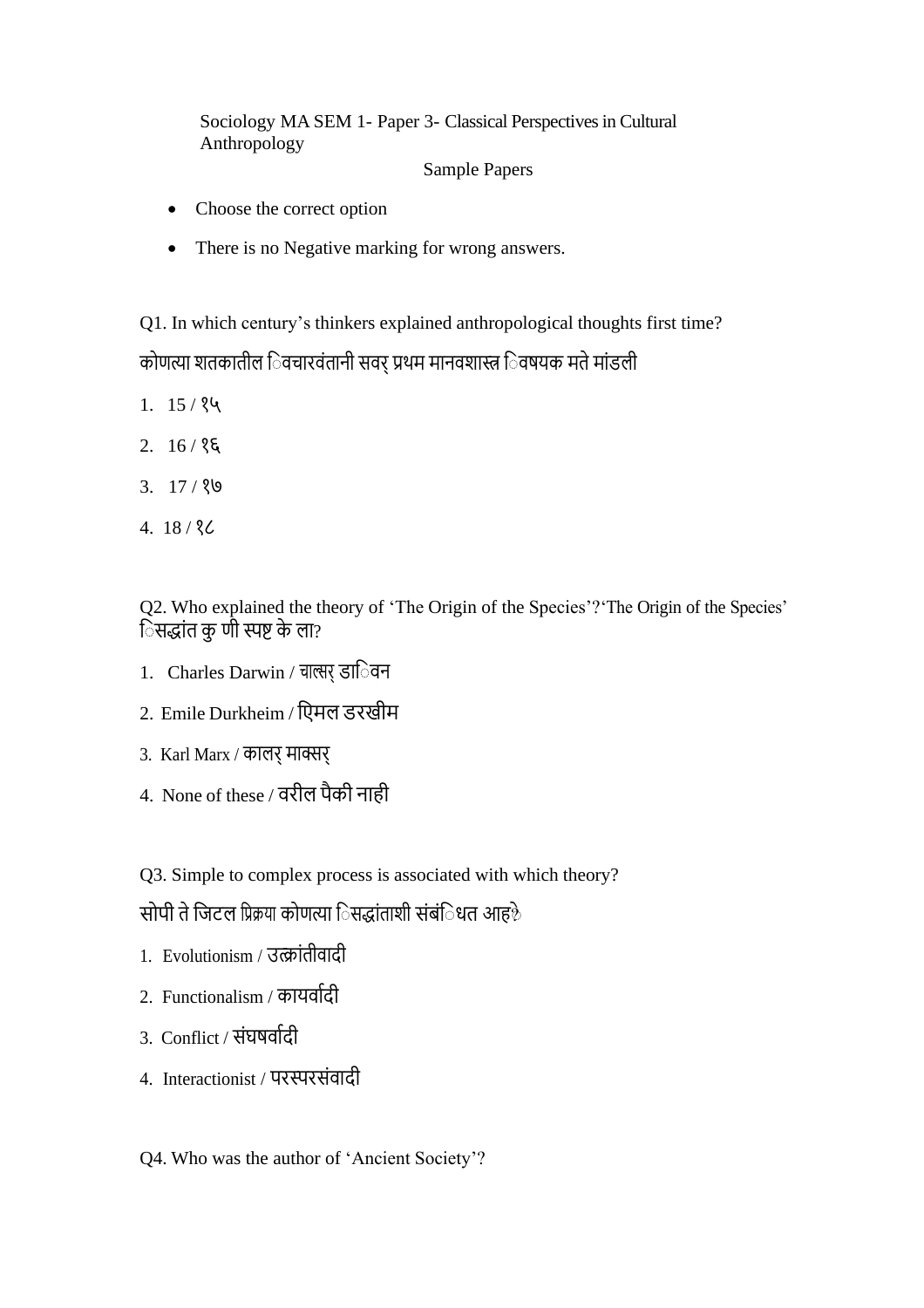Sociology MA SEM 1- Paper 3- Classical Perspectives in Cultural Anthropology

Sample Papers

- Choose the correct option
- There is no Negative marking for wrong answers.

Q1. In which century's thinkers explained anthropological thoughts first time?

कोणत्या शतकातील िवचारवंतानी सवर् प्रथम मानवशास्त्र िवषयक मते मांडली

1. 15 / १५
2. 16 / १६
3. 17 / १७
4. 18 / १८

Q2. Who explained the theory of 'The Origin of the Species'?'The Origin of the Species' िसद्धांत कु णी स्पष्ट के ला?

1. Charles Darwin / चाल्सर् डािवन
2. Emile Durkheim / एिमल डरखीम
3. Karl Marx / कालर् माक्सर्
4. None of these / वरील पैकी नाही

Q3. Simple to complex process is associated with which theory?

सोपी ते जिटल प्रिक्रया कोणत्या िसद्धांताशी संबंिधत आहे?

1. Evolutionism / उत्क्रांतीवादी
2. Functionalism / कायर्वादी
3. Conflict / संघषर्वादी
4. Interactionist / परस्परसंवादी

Q4. Who was the author of 'Ancient Society'?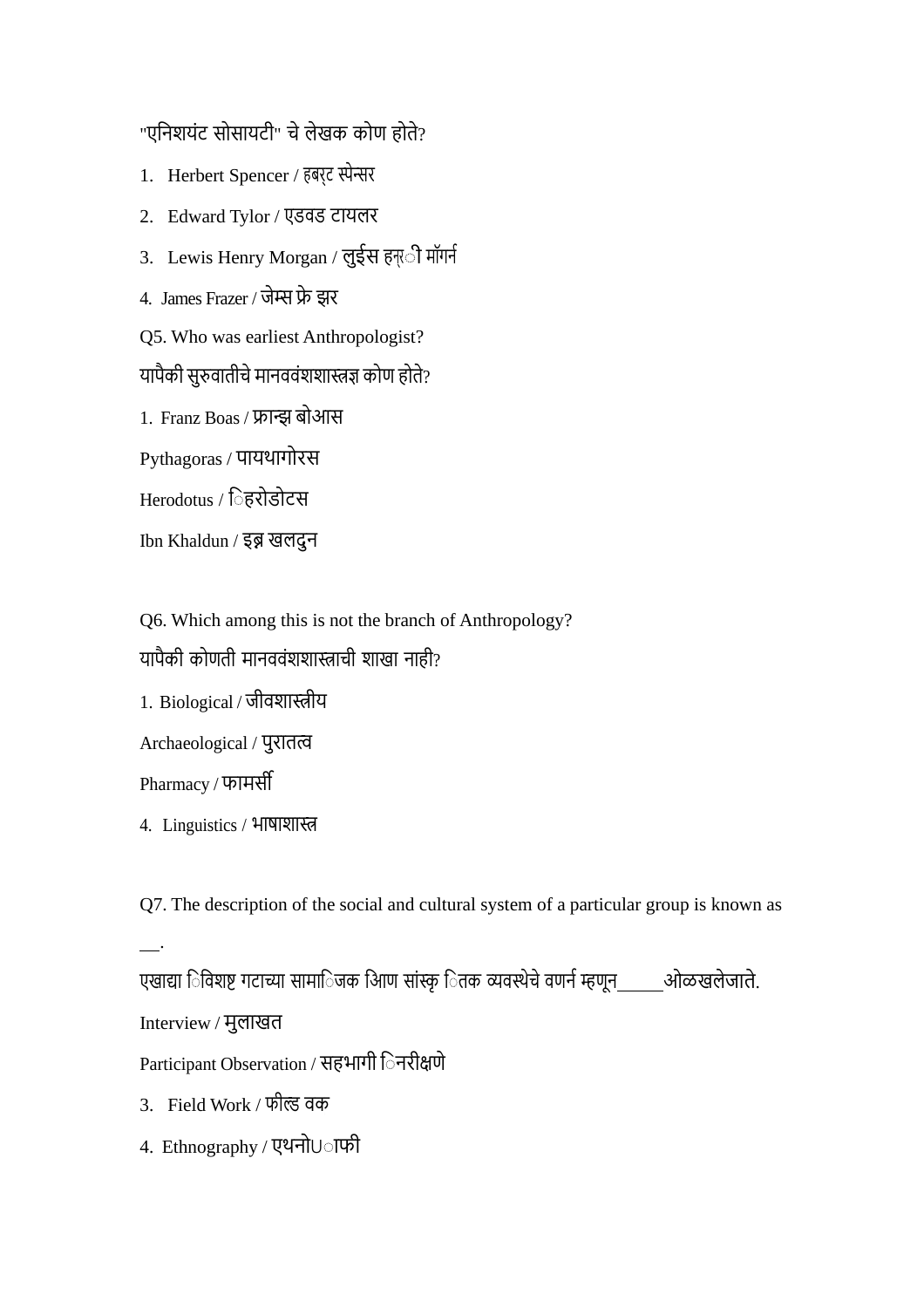"एनिशयंट सोसायटी" चे लेखक कोण होते?

1. Herbert Spencer / हबर्ट स्पेन्सर
2. Edward Tylor / एडवड टायलर
3. Lewis Henry Morgan / लुईस हन्ी मॉर्गन
4. James Frazer / जेम्स फ्रे झर

Q5. Who was earliest Anthropologist?

यापैकी सुरुवातीचे मानववंशशास्त्रज्ञ कोण होते?

1. Franz Boas / फ्रान्झ बोआस

Pythagoras / पायथागोरस

Herodotus / िहरोडोटस

Ibn Khaldun / इब्न खलदुन

Q6. Which among this is not the branch of Anthropology?

यापैकी कोणती मानववंशशास्त्राची शाखा नाही?

1. Biological / जीवशास्त्रीय

Archaeological / पुरातत्व

Pharmacy / फामर्सी

4. Linguistics / भाषाशास्त्र

Q7. The description of the social and cultural system of a particular group is known as __.

एखाद्या िविशष्ट गटाच्या सामािजक आिण सांस्कृ ितक व्यवस्थेचे वणर्न म्हणून_____ओळखलेजाते.

Interview / मुलाखत

Participant Observation / सहभागी िनरीक्षणे

3. Field Work / फील्ड वक

4. Ethnography / एथनोUाफी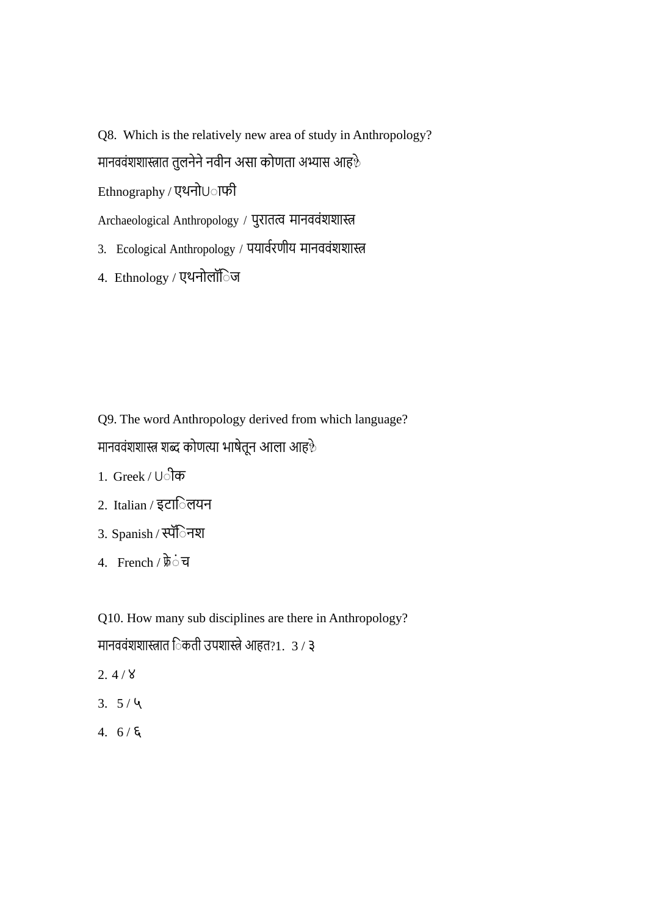Q8. Which is the relatively new area of study in Anthropology?

मानववंशशास्त्रात तुलनेने नवीन असा कोणता अभ्यास आहे?

Ethnography / एथनोग्राफी

Archaeological Anthropology / पुरातत्व मानववंशशास्त्र

3. Ecological Anthropology / पयार्वरणीय मानववंशशास्त्र

4. Ethnology / एथनोलॉजि

Q9. The word Anthropology derived from which language?

मानववंशशास्त्र शब्द कोणत्या भाषेतून आला आहे?

1. Greek / ग्रीक

2. Italian / इटालियन

3. Spanish / स्पॅनिश

4. French / फ्रेंच

Q10. How many sub disciplines are there in Anthropology?

मानववंशशास्त्रात किती उपशास्त्रे आहत?1. 3 / ३

2. 4 / ४

3. 5 / ५

4. 6 / ६